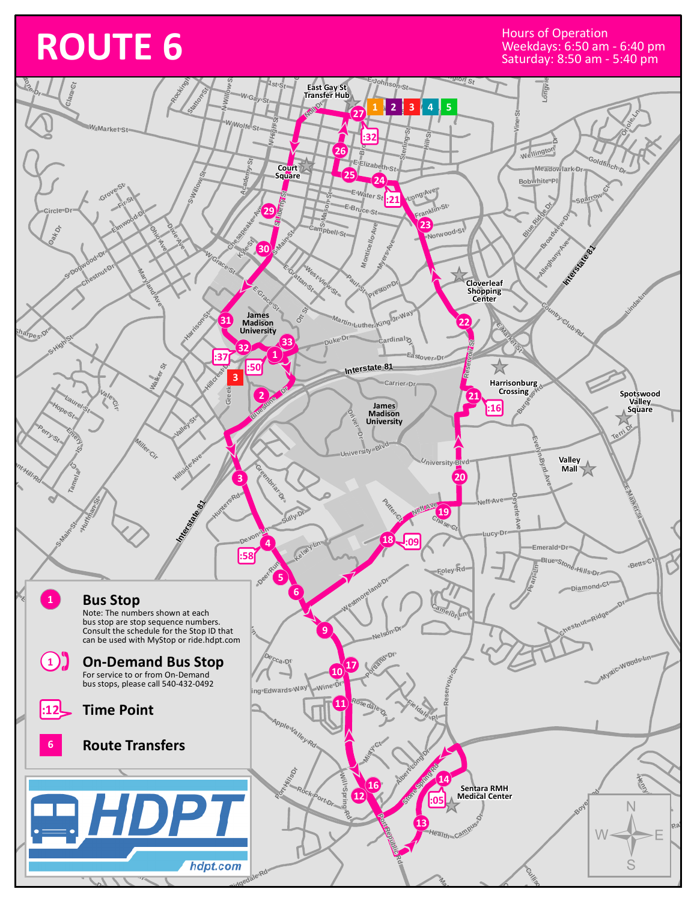# ROUTE 6

**Hours of Operation**
Weekdays: 6:50 am - 6:40 pm
Saturday: 8:50 am - 5:40 pm

East Gay St Transfer Hub

Court Square

James Madison University

Cloverleaf Shopping Center

Harrisonburg Crossing

Spotswood Valley Square

Valley Mall

Sentara RMH Medical Center

**Bus Stop**
Note: The numbers shown at each bus stop are stop sequence numbers. Consult the schedule for the Stop ID that can be used with MyStop or ride.hdpt.com

**On-Demand Bus Stop**
For service to or from On-Demand bus stops, please call 540-432-0492

**Time Point**

**Route Transfers**

HDPT
hdpt.com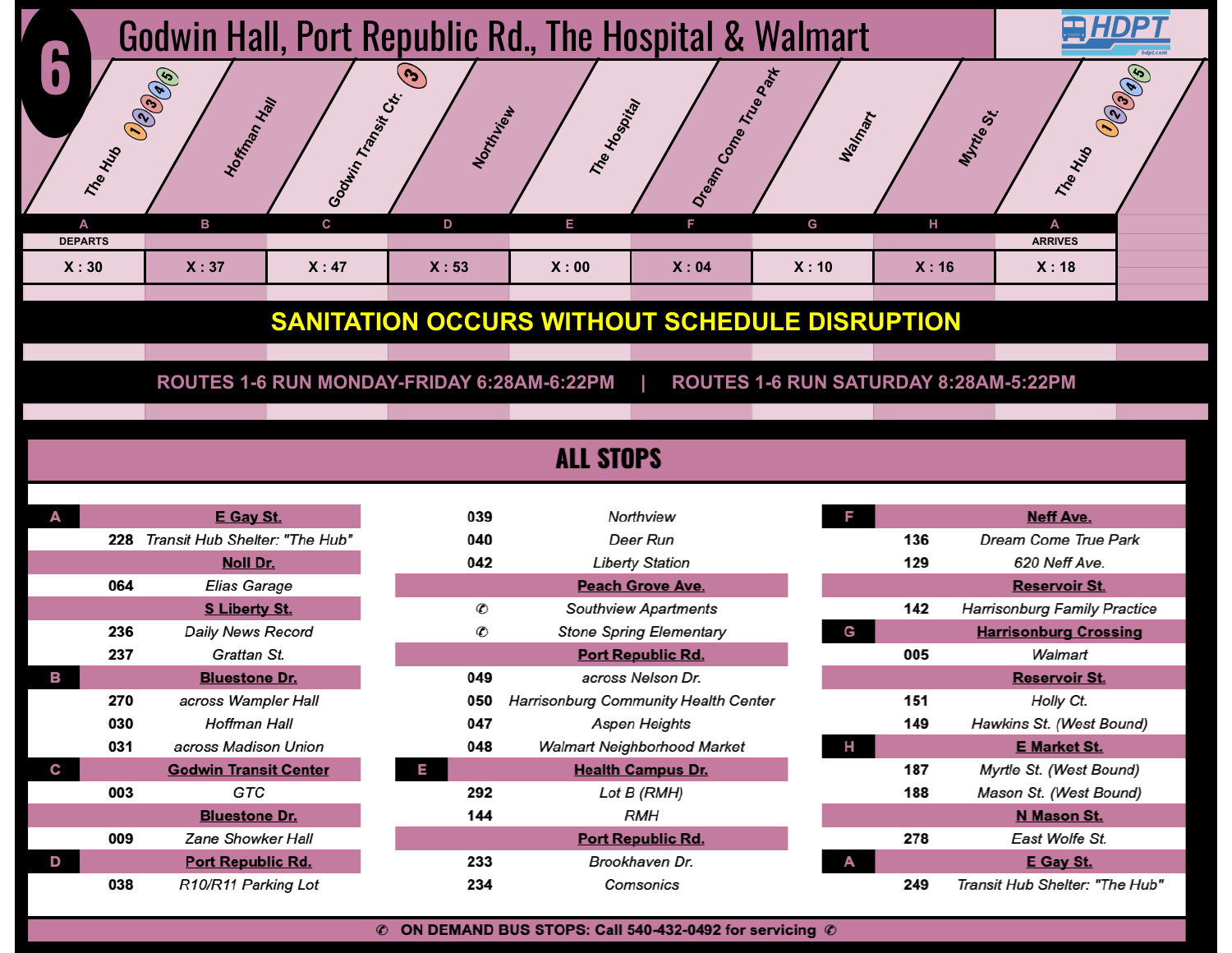# 6 Godwin Hall, Port Republic Rd., The Hospital & Walmart

HDPT

| A | B | C | D | E | F | G | H | A |
|---|---|---|---|---|---|---|---|---|
| The Hub (1 2 3 4 5) | Hoffman Hall | Godwin Transit Ctr. (3) | Northview | The Hospital | Dream Come True Park | Walmart | Myrtle St. | The Hub (1 2 3 4 5) |
| DEPARTS | | | | | | | | ARRIVES |
| X : 30 | X : 37 | X : 47 | X : 53 | X : 00 | X : 04 | X : 10 | X : 16 | X : 18 |

**SANITATION OCCURS WITHOUT SCHEDULE DISRUPTION**

ROUTES 1-6 RUN MONDAY-FRIDAY 6:28AM-6:22PM | ROUTES 1-6 RUN SATURDAY 8:28AM-5:22PM

## ALL STOPS

| | | |
|---|---|---|
| **A** | **E Gay St.** | |
| | 228 | *Transit Hub Shelter: "The Hub"* |
| | **Noll Dr.** | |
| | 064 | *Elias Garage* |
| | **S Liberty St.** | |
| | 236 | *Daily News Record* |
| | 237 | *Grattan St.* |
| **B** | **Bluestone Dr.** | |
| | 270 | *across Wampler Hall* |
| | 030 | *Hoffman Hall* |
| | 031 | *across Madison Union* |
| **C** | **Godwin Transit Center** | |
| | 003 | *GTC* |
| | **Bluestone Dr.** | |
| | 009 | *Zane Showker Hall* |
| **D** | **Port Republic Rd.** | |
| | 038 | *R10/R11 Parking Lot* |
| | 039 | *Northview* |
| | 040 | *Deer Run* |
| | 042 | *Liberty Station* |
| | **Peach Grove Ave.** | |
| | ✆ | *Southview Apartments* |
| | ✆ | *Stone Spring Elementary* |
| | **Port Republic Rd.** | |
| | 049 | *across Nelson Dr.* |
| | 050 | *Harrisonburg Community Health Center* |
| | 047 | *Aspen Heights* |
| | 048 | *Walmart Neighborhood Market* |
| **E** | **Health Campus Dr.** | |
| | 292 | *Lot B (RMH)* |
| | 144 | *RMH* |
| | **Port Republic Rd.** | |
| | 233 | *Brookhaven Dr.* |
| | 234 | *Comsonics* |
| **F** | **Neff Ave.** | |
| | 136 | *Dream Come True Park* |
| | 129 | *620 Neff Ave.* |
| | **Reservoir St.** | |
| | 142 | *Harrisonburg Family Practice* |
| **G** | **Harrisonburg Crossing** | |
| | 005 | *Walmart* |
| | **Reservoir St.** | |
| | 151 | *Holly Ct.* |
| | 149 | *Hawkins St. (West Bound)* |
| **H** | **E Market St.** | |
| | 187 | *Myrtle St. (West Bound)* |
| | 188 | *Mason St. (West Bound)* |
| | **N Mason St.** | |
| | 278 | *East Wolfe St.* |
| **A** | **E Gay St.** | |
| | 249 | *Transit Hub Shelter: "The Hub"* |

✆ ON DEMAND BUS STOPS: Call 540-432-0492 for servicing ✆